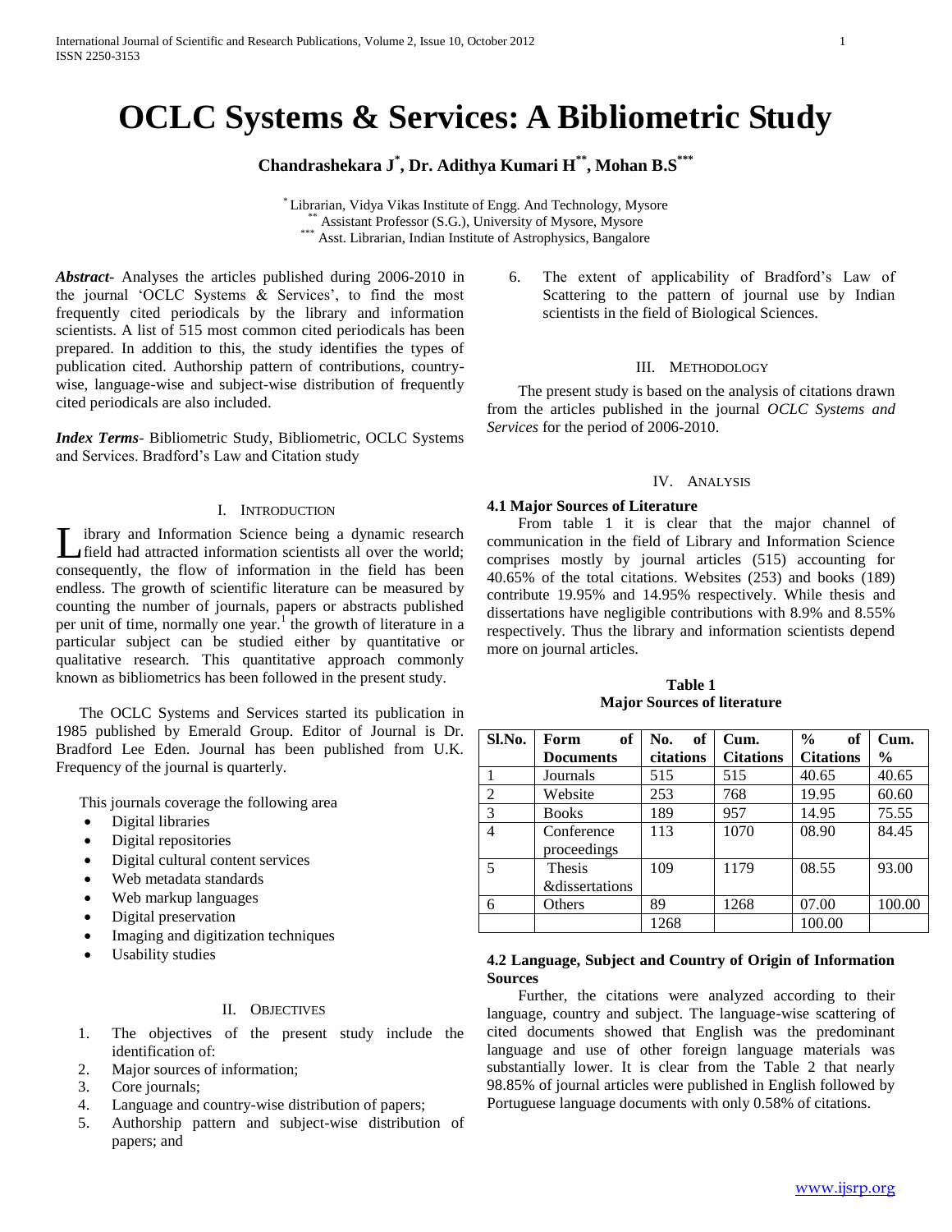# OCLC Systems & Services: A Bibliometric Study

**Chandrashekara J[*], Dr. Adithya Kumari H[**], Mohan B.S[***]**

[*] Librarian, Vidya Vikas Institute of Engg. And Technology, Mysore
[**] Assistant Professor (S.G.), University of Mysore, Mysore
[***] Asst. Librarian, Indian Institute of Astrophysics, Bangalore

***Abstract***- Analyses the articles published during 2006-2010 in the journal 'OCLC Systems & Services', to find the most frequently cited periodicals by the library and information scientists. A list of 515 most common cited periodicals has been prepared. In addition to this, the study identifies the types of publication cited. Authorship pattern of contributions, country-wise, language-wise and subject-wise distribution of frequently cited periodicals are also included.

***Index Terms***- Bibliometric Study, Bibliometric, OCLC Systems and Services. Bradford's Law and Citation study

## I. Introduction

Library and Information Science being a dynamic research field had attracted information scientists all over the world; consequently, the flow of information in the field has been endless. The growth of scientific literature can be measured by counting the number of journals, papers or abstracts published per unit of time, normally one year.[1] the growth of literature in a particular subject can be studied either by quantitative or qualitative research. This quantitative approach commonly known as bibliometrics has been followed in the present study.

The OCLC Systems and Services started its publication in 1985 published by Emerald Group. Editor of Journal is Dr. Bradford Lee Eden. Journal has been published from U.K. Frequency of the journal is quarterly.

This journals coverage the following area

- Digital libraries
- Digital repositories
- Digital cultural content services
- Web metadata standards
- Web markup languages
- Digital preservation
- Imaging and digitization techniques
- Usability studies

## II. Objectives

1. The objectives of the present study include the identification of:
2. Major sources of information;
3. Core journals;
4. Language and country-wise distribution of papers;
5. Authorship pattern and subject-wise distribution of papers; and
6. The extent of applicability of Bradford's Law of Scattering to the pattern of journal use by Indian scientists in the field of Biological Sciences.

## III. Methodology

The present study is based on the analysis of citations drawn from the articles published in the journal *OCLC Systems and Services* for the period of 2006-2010.

## IV. Analysis

### 4.1 Major Sources of Literature

From table 1 it is clear that the major channel of communication in the field of Library and Information Science comprises mostly by journal articles (515) accounting for 40.65% of the total citations. Websites (253) and books (189) contribute 19.95% and 14.95% respectively. While thesis and dissertations have negligible contributions with 8.9% and 8.55% respectively. Thus the library and information scientists depend more on journal articles.

**Table 1**
**Major Sources of literature**

| Sl.No. | Form of Documents | No. of citations | Cum. Citations | % of Citations | Cum. % |
|---|---|---|---|---|---|
| 1 | Journals | 515 | 515 | 40.65 | 40.65 |
| 2 | Website | 253 | 768 | 19.95 | 60.60 |
| 3 | Books | 189 | 957 | 14.95 | 75.55 |
| 4 | Conference proceedings | 113 | 1070 | 08.90 | 84.45 |
| 5 | Thesis &dissertations | 109 | 1179 | 08.55 | 93.00 |
| 6 | Others | 89 | 1268 | 07.00 | 100.00 |
| | | 1268 | | 100.00 | |

### 4.2 Language, Subject and Country of Origin of Information Sources

Further, the citations were analyzed according to their language, country and subject. The language-wise scattering of cited documents showed that English was the predominant language and use of other foreign language materials was substantially lower. It is clear from the Table 2 that nearly 98.85% of journal articles were published in English followed by Portuguese language documents with only 0.58% of citations.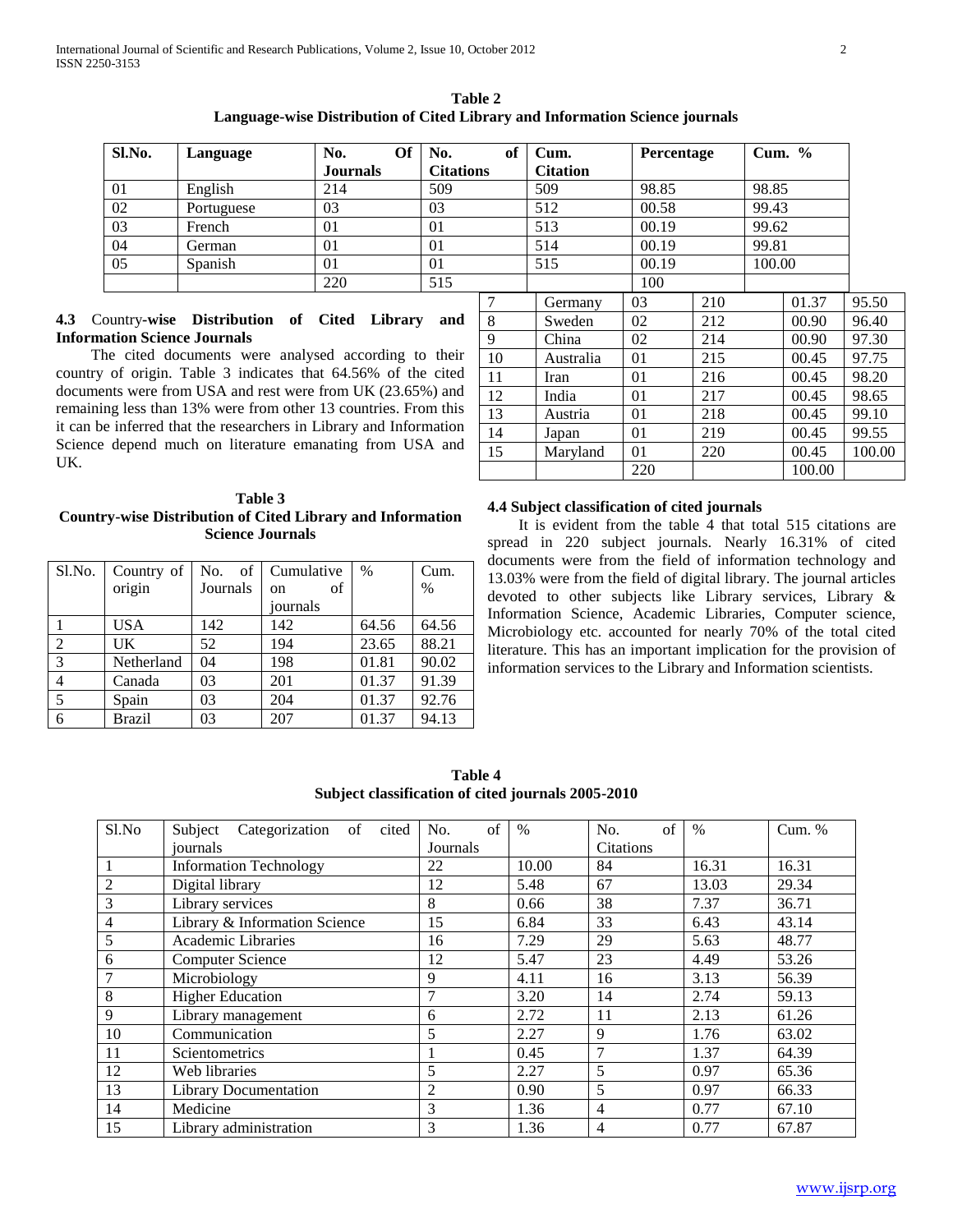**Table 2**
**Language-wise Distribution of Cited Library and Information Science journals**

| Sl.No. | Language | No. Of Journals | No. of Citations | Cum. Citation | Percentage | Cum. % |
|---|---|---|---|---|---|---|
| 01 | English | 214 | 509 | 509 | 98.85 | 98.85 |
| 02 | Portuguese | 03 | 03 | 512 | 00.58 | 99.43 |
| 03 | French | 01 | 01 | 513 | 00.19 | 99.62 |
| 04 | German | 01 | 01 | 514 | 00.19 | 99.81 |
| 05 | Spanish | 01 | 01 | 515 | 00.19 | 100.00 |
| | | 220 | 515 | | 100 | |

**4.3** Country-**wise Distribution of Cited Library and Information Science Journals**

The cited documents were analysed according to their country of origin. Table 3 indicates that 64.56% of the cited documents were from USA and rest were from UK (23.65%) and remaining less than 13% were from other 13 countries. From this it can be inferred that the researchers in Library and Information Science depend much on literature emanating from USA and UK.

**Table 3**
**Country-wise Distribution of Cited Library and Information Science Journals**

| Sl.No. | Country of origin | No. of Journals | Cumulative on of journals | % | Cum. % |
|---|---|---|---|---|---|
| 1 | USA | 142 | 142 | 64.56 | 64.56 |
| 2 | UK | 52 | 194 | 23.65 | 88.21 |
| 3 | Netherland | 04 | 198 | 01.81 | 90.02 |
| 4 | Canada | 03 | 201 | 01.37 | 91.39 |
| 5 | Spain | 03 | 204 | 01.37 | 92.76 |
| 6 | Brazil | 03 | 207 | 01.37 | 94.13 |
| 7 | Germany | 03 | 210 | 01.37 | 95.50 |
| 8 | Sweden | 02 | 212 | 00.90 | 96.40 |
| 9 | China | 02 | 214 | 00.90 | 97.30 |
| 10 | Australia | 01 | 215 | 00.45 | 97.75 |
| 11 | Iran | 01 | 216 | 00.45 | 98.20 |
| 12 | India | 01 | 217 | 00.45 | 98.65 |
| 13 | Austria | 01 | 218 | 00.45 | 99.10 |
| 14 | Japan | 01 | 219 | 00.45 | 99.55 |
| 15 | Maryland | 01 | 220 | 00.45 | 100.00 |
| | | 220 | | 100.00 | |

**4.4 Subject classification of cited journals**

It is evident from the table 4 that total 515 citations are spread in 220 subject journals. Nearly 16.31% of cited documents were from the field of information technology and 13.03% were from the field of digital library. The journal articles devoted to other subjects like Library services, Library & Information Science, Academic Libraries, Computer science, Microbiology etc. accounted for nearly 70% of the total cited literature. This has an important implication for the provision of information services to the Library and Information scientists.

**Table 4**
**Subject classification of cited journals 2005-2010**

| Sl.No | Subject Categorization of cited journals | No. of Journals | % | No. of Citations | % | Cum. % |
|---|---|---|---|---|---|---|
| 1 | Information Technology | 22 | 10.00 | 84 | 16.31 | 16.31 |
| 2 | Digital library | 12 | 5.48 | 67 | 13.03 | 29.34 |
| 3 | Library services | 8 | 0.66 | 38 | 7.37 | 36.71 |
| 4 | Library & Information Science | 15 | 6.84 | 33 | 6.43 | 43.14 |
| 5 | Academic Libraries | 16 | 7.29 | 29 | 5.63 | 48.77 |
| 6 | Computer Science | 12 | 5.47 | 23 | 4.49 | 53.26 |
| 7 | Microbiology | 9 | 4.11 | 16 | 3.13 | 56.39 |
| 8 | Higher Education | 7 | 3.20 | 14 | 2.74 | 59.13 |
| 9 | Library management | 6 | 2.72 | 11 | 2.13 | 61.26 |
| 10 | Communication | 5 | 2.27 | 9 | 1.76 | 63.02 |
| 11 | Scientometrics | 1 | 0.45 | 7 | 1.37 | 64.39 |
| 12 | Web libraries | 5 | 2.27 | 5 | 0.97 | 65.36 |
| 13 | Library Documentation | 2 | 0.90 | 5 | 0.97 | 66.33 |
| 14 | Medicine | 3 | 1.36 | 4 | 0.77 | 67.10 |
| 15 | Library administration | 3 | 1.36 | 4 | 0.77 | 67.87 |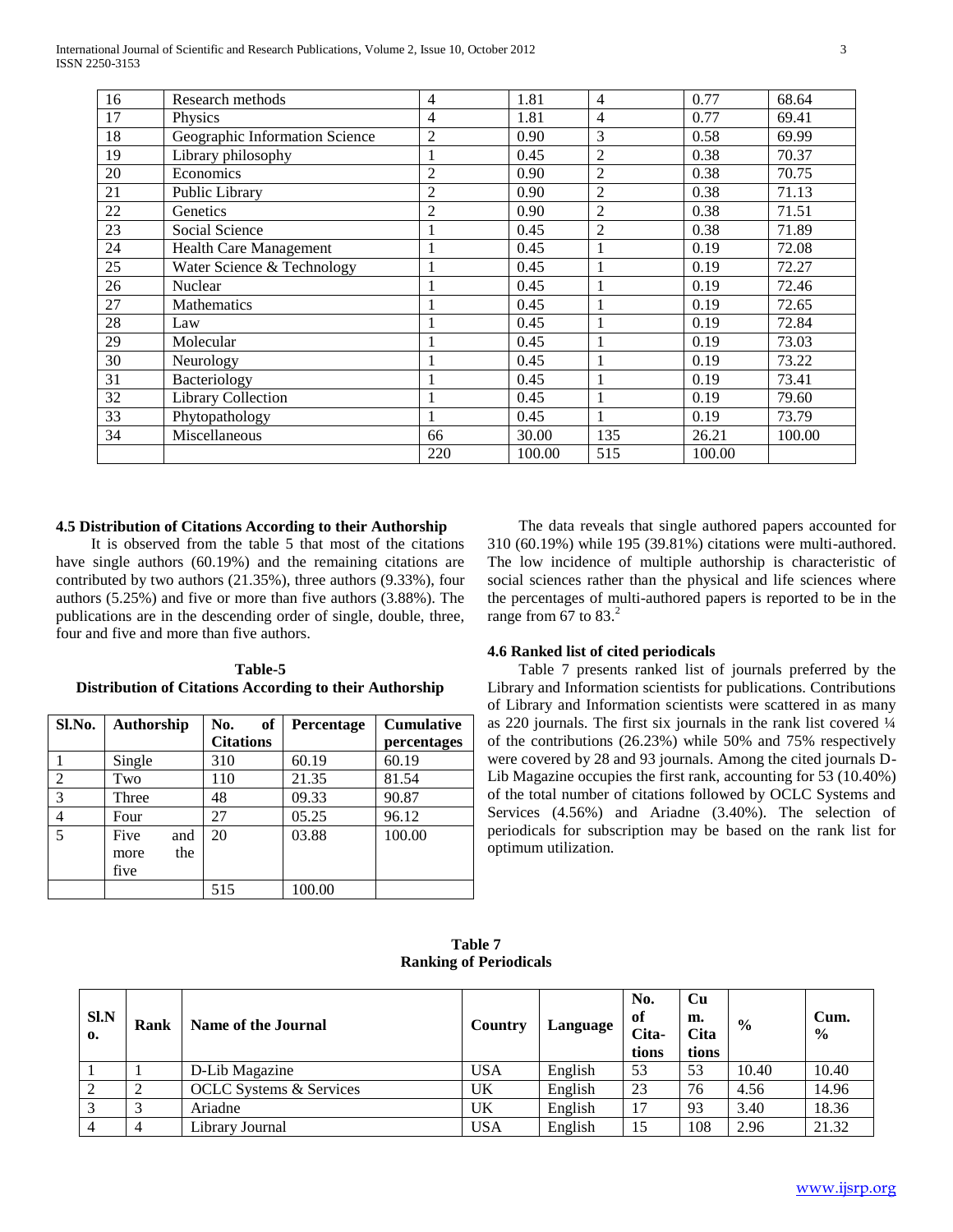| 16 | Research methods | 4 | 1.81 | 4 | 0.77 | 68.64 |
|---|---|---|---|---|---|---|
| 17 | Physics | 4 | 1.81 | 4 | 0.77 | 69.41 |
| 18 | Geographic Information Science | 2 | 0.90 | 3 | 0.58 | 69.99 |
| 19 | Library philosophy | 1 | 0.45 | 2 | 0.38 | 70.37 |
| 20 | Economics | 2 | 0.90 | 2 | 0.38 | 70.75 |
| 21 | Public Library | 2 | 0.90 | 2 | 0.38 | 71.13 |
| 22 | Genetics | 2 | 0.90 | 2 | 0.38 | 71.51 |
| 23 | Social Science | 1 | 0.45 | 2 | 0.38 | 71.89 |
| 24 | Health Care Management | 1 | 0.45 | 1 | 0.19 | 72.08 |
| 25 | Water Science & Technology | 1 | 0.45 | 1 | 0.19 | 72.27 |
| 26 | Nuclear | 1 | 0.45 | 1 | 0.19 | 72.46 |
| 27 | Mathematics | 1 | 0.45 | 1 | 0.19 | 72.65 |
| 28 | Law | 1 | 0.45 | 1 | 0.19 | 72.84 |
| 29 | Molecular | 1 | 0.45 | 1 | 0.19 | 73.03 |
| 30 | Neurology | 1 | 0.45 | 1 | 0.19 | 73.22 |
| 31 | Bacteriology | 1 | 0.45 | 1 | 0.19 | 73.41 |
| 32 | Library Collection | 1 | 0.45 | 1 | 0.19 | 79.60 |
| 33 | Phytopathology | 1 | 0.45 | 1 | 0.19 | 73.79 |
| 34 | Miscellaneous | 66 | 30.00 | 135 | 26.21 | 100.00 |
| | | 220 | 100.00 | 515 | 100.00 | |

### 4.5 Distribution of Citations According to their Authorship

It is observed from the table 5 that most of the citations have single authors (60.19%) and the remaining citations are contributed by two authors (21.35%), three authors (9.33%), four authors (5.25%) and five or more than five authors (3.88%). The publications are in the descending order of single, double, three, four and five and more than five authors.

**Table-5**
**Distribution of Citations According to their Authorship**

| Sl.No. | Authorship | No. of Citations | Percentage | Cumulative percentages |
|---|---|---|---|---|
| 1 | Single | 310 | 60.19 | 60.19 |
| 2 | Two | 110 | 21.35 | 81.54 |
| 3 | Three | 48 | 09.33 | 90.87 |
| 4 | Four | 27 | 05.25 | 96.12 |
| 5 | Five and more the five | 20 | 03.88 | 100.00 |
| | | 515 | 100.00 | |

The data reveals that single authored papers accounted for 310 (60.19%) while 195 (39.81%) citations were multi-authored. The low incidence of multiple authorship is characteristic of social sciences rather than the physical and life sciences where the percentages of multi-authored papers is reported to be in the range from 67 to 83.[2]

### 4.6 Ranked list of cited periodicals

Table 7 presents ranked list of journals preferred by the Library and Information scientists for publications. Contributions of Library and Information scientists were scattered in as many as 220 journals. The first six journals in the rank list covered ¼ of the contributions (26.23%) while 50% and 75% respectively were covered by 28 and 93 journals. Among the cited journals D-Lib Magazine occupies the first rank, accounting for 53 (10.40%) of the total number of citations followed by OCLC Systems and Services (4.56%) and Ariadne (3.40%). The selection of periodicals for subscription may be based on the rank list for optimum utilization.

**Table 7**
**Ranking of Periodicals**

| Sl.No. | Rank | Name of the Journal | Country | Language | No. of Citations | Cum. Citations | % | Cum. % |
|---|---|---|---|---|---|---|---|---|
| 1 | 1 | D-Lib Magazine | USA | English | 53 | 53 | 10.40 | 10.40 |
| 2 | 2 | OCLC Systems & Services | UK | English | 23 | 76 | 4.56 | 14.96 |
| 3 | 3 | Ariadne | UK | English | 17 | 93 | 3.40 | 18.36 |
| 4 | 4 | Library Journal | USA | English | 15 | 108 | 2.96 | 21.32 |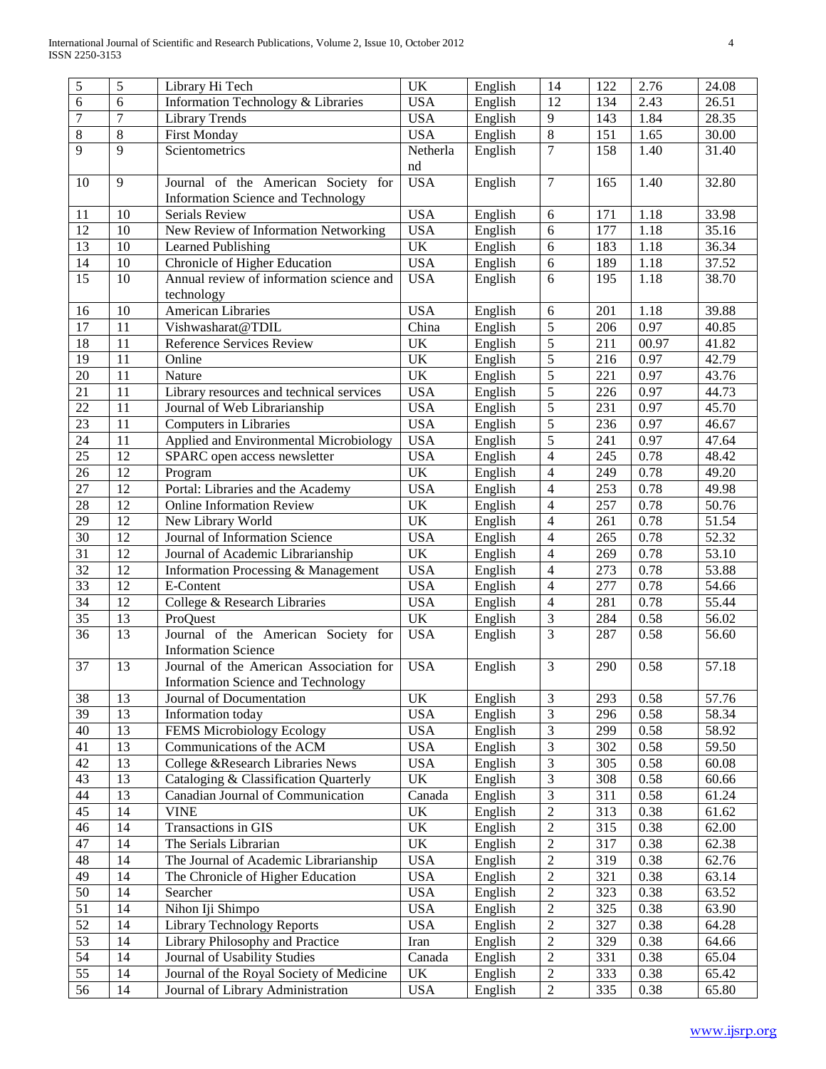| 5 | 5 | Library Hi Tech | UK | English | 14 | 122 | 2.76 | 24.08 |
|---|---|---|---|---|---|---|---|---|
| 6 | 6 | Information Technology & Libraries | USA | English | 12 | 134 | 2.43 | 26.51 |
| 7 | 7 | Library Trends | USA | English | 9 | 143 | 1.84 | 28.35 |
| 8 | 8 | First Monday | USA | English | 8 | 151 | 1.65 | 30.00 |
| 9 | 9 | Scientometrics | Netherland | English | 7 | 158 | 1.40 | 31.40 |
| 10 | 9 | Journal of the American Society for Information Science and Technology | USA | English | 7 | 165 | 1.40 | 32.80 |
| 11 | 10 | Serials Review | USA | English | 6 | 171 | 1.18 | 33.98 |
| 12 | 10 | New Review of Information Networking | USA | English | 6 | 177 | 1.18 | 35.16 |
| 13 | 10 | Learned Publishing | UK | English | 6 | 183 | 1.18 | 36.34 |
| 14 | 10 | Chronicle of Higher Education | USA | English | 6 | 189 | 1.18 | 37.52 |
| 15 | 10 | Annual review of information science and technology | USA | English | 6 | 195 | 1.18 | 38.70 |
| 16 | 10 | American Libraries | USA | English | 6 | 201 | 1.18 | 39.88 |
| 17 | 11 | Vishwasharat@TDIL | China | English | 5 | 206 | 0.97 | 40.85 |
| 18 | 11 | Reference Services Review | UK | English | 5 | 211 | 00.97 | 41.82 |
| 19 | 11 | Online | UK | English | 5 | 216 | 0.97 | 42.79 |
| 20 | 11 | Nature | UK | English | 5 | 221 | 0.97 | 43.76 |
| 21 | 11 | Library resources and technical services | USA | English | 5 | 226 | 0.97 | 44.73 |
| 22 | 11 | Journal of Web Librarianship | USA | English | 5 | 231 | 0.97 | 45.70 |
| 23 | 11 | Computers in Libraries | USA | English | 5 | 236 | 0.97 | 46.67 |
| 24 | 11 | Applied and Environmental Microbiology | USA | English | 5 | 241 | 0.97 | 47.64 |
| 25 | 12 | SPARC open access newsletter | USA | English | 4 | 245 | 0.78 | 48.42 |
| 26 | 12 | Program | UK | English | 4 | 249 | 0.78 | 49.20 |
| 27 | 12 | Portal: Libraries and the Academy | USA | English | 4 | 253 | 0.78 | 49.98 |
| 28 | 12 | Online Information Review | UK | English | 4 | 257 | 0.78 | 50.76 |
| 29 | 12 | New Library World | UK | English | 4 | 261 | 0.78 | 51.54 |
| 30 | 12 | Journal of Information Science | USA | English | 4 | 265 | 0.78 | 52.32 |
| 31 | 12 | Journal of Academic Librarianship | UK | English | 4 | 269 | 0.78 | 53.10 |
| 32 | 12 | Information Processing & Management | USA | English | 4 | 273 | 0.78 | 53.88 |
| 33 | 12 | E-Content | USA | English | 4 | 277 | 0.78 | 54.66 |
| 34 | 12 | College & Research Libraries | USA | English | 4 | 281 | 0.78 | 55.44 |
| 35 | 13 | ProQuest | UK | English | 3 | 284 | 0.58 | 56.02 |
| 36 | 13 | Journal of the American Society for Information Science | USA | English | 3 | 287 | 0.58 | 56.60 |
| 37 | 13 | Journal of the American Association for Information Science and Technology | USA | English | 3 | 290 | 0.58 | 57.18 |
| 38 | 13 | Journal of Documentation | UK | English | 3 | 293 | 0.58 | 57.76 |
| 39 | 13 | Information today | USA | English | 3 | 296 | 0.58 | 58.34 |
| 40 | 13 | FEMS Microbiology Ecology | USA | English | 3 | 299 | 0.58 | 58.92 |
| 41 | 13 | Communications of the ACM | USA | English | 3 | 302 | 0.58 | 59.50 |
| 42 | 13 | College &Research Libraries News | USA | English | 3 | 305 | 0.58 | 60.08 |
| 43 | 13 | Cataloging & Classification Quarterly | UK | English | 3 | 308 | 0.58 | 60.66 |
| 44 | 13 | Canadian Journal of Communication | Canada | English | 3 | 311 | 0.58 | 61.24 |
| 45 | 14 | VINE | UK | English | 2 | 313 | 0.38 | 61.62 |
| 46 | 14 | Transactions in GIS | UK | English | 2 | 315 | 0.38 | 62.00 |
| 47 | 14 | The Serials Librarian | UK | English | 2 | 317 | 0.38 | 62.38 |
| 48 | 14 | The Journal of Academic Librarianship | USA | English | 2 | 319 | 0.38 | 62.76 |
| 49 | 14 | The Chronicle of Higher Education | USA | English | 2 | 321 | 0.38 | 63.14 |
| 50 | 14 | Searcher | USA | English | 2 | 323 | 0.38 | 63.52 |
| 51 | 14 | Nihon Iji Shimpo | USA | English | 2 | 325 | 0.38 | 63.90 |
| 52 | 14 | Library Technology Reports | USA | English | 2 | 327 | 0.38 | 64.28 |
| 53 | 14 | Library Philosophy and Practice | Iran | English | 2 | 329 | 0.38 | 64.66 |
| 54 | 14 | Journal of Usability Studies | Canada | English | 2 | 331 | 0.38 | 65.04 |
| 55 | 14 | Journal of the Royal Society of Medicine | UK | English | 2 | 333 | 0.38 | 65.42 |
| 56 | 14 | Journal of Library Administration | USA | English | 2 | 335 | 0.38 | 65.80 |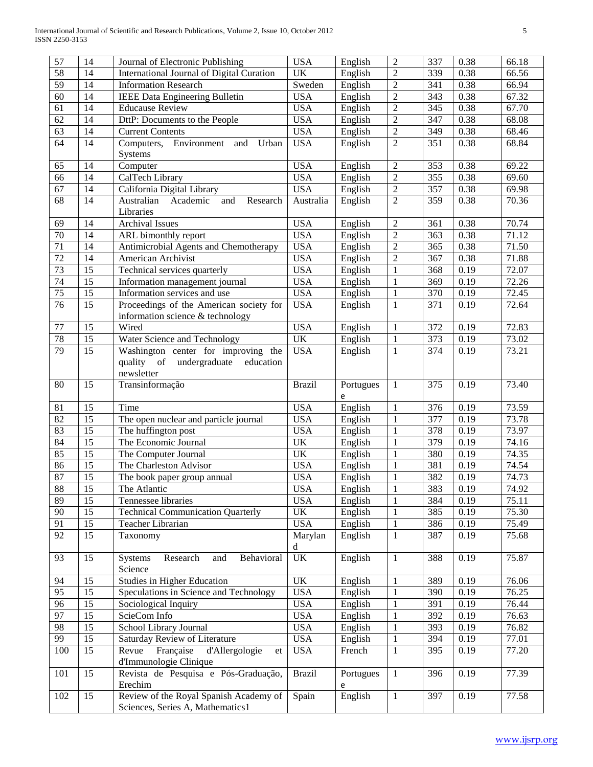| 57 | 14 | Journal of Electronic Publishing | USA | English | 2 | 337 | 0.38 | 66.18 |
|---|---|---|---|---|---|---|---|---|
| 58 | 14 | International Journal of Digital Curation | UK | English | 2 | 339 | 0.38 | 66.56 |
| 59 | 14 | Information Research | Sweden | English | 2 | 341 | 0.38 | 66.94 |
| 60 | 14 | IEEE Data Engineering Bulletin | USA | English | 2 | 343 | 0.38 | 67.32 |
| 61 | 14 | Educause Review | USA | English | 2 | 345 | 0.38 | 67.70 |
| 62 | 14 | DttP: Documents to the People | USA | English | 2 | 347 | 0.38 | 68.08 |
| 63 | 14 | Current Contents | USA | English | 2 | 349 | 0.38 | 68.46 |
| 64 | 14 | Computers, Environment and Urban Systems | USA | English | 2 | 351 | 0.38 | 68.84 |
| 65 | 14 | Computer | USA | English | 2 | 353 | 0.38 | 69.22 |
| 66 | 14 | CalTech Library | USA | English | 2 | 355 | 0.38 | 69.60 |
| 67 | 14 | California Digital Library | USA | English | 2 | 357 | 0.38 | 69.98 |
| 68 | 14 | Australian Academic and Research Libraries | Australia | English | 2 | 359 | 0.38 | 70.36 |
| 69 | 14 | Archival Issues | USA | English | 2 | 361 | 0.38 | 70.74 |
| 70 | 14 | ARL bimonthly report | USA | English | 2 | 363 | 0.38 | 71.12 |
| 71 | 14 | Antimicrobial Agents and Chemotherapy | USA | English | 2 | 365 | 0.38 | 71.50 |
| 72 | 14 | American Archivist | USA | English | 2 | 367 | 0.38 | 71.88 |
| 73 | 15 | Technical services quarterly | USA | English | 1 | 368 | 0.19 | 72.07 |
| 74 | 15 | Information management journal | USA | English | 1 | 369 | 0.19 | 72.26 |
| 75 | 15 | Information services and use | USA | English | 1 | 370 | 0.19 | 72.45 |
| 76 | 15 | Proceedings of the American society for information science & technology | USA | English | 1 | 371 | 0.19 | 72.64 |
| 77 | 15 | Wired | USA | English | 1 | 372 | 0.19 | 72.83 |
| 78 | 15 | Water Science and Technology | UK | English | 1 | 373 | 0.19 | 73.02 |
| 79 | 15 | Washington center for improving the quality of undergraduate education newsletter | USA | English | 1 | 374 | 0.19 | 73.21 |
| 80 | 15 | Transinformação | Brazil | Portuguese | 1 | 375 | 0.19 | 73.40 |
| 81 | 15 | Time | USA | English | 1 | 376 | 0.19 | 73.59 |
| 82 | 15 | The open nuclear and particle journal | USA | English | 1 | 377 | 0.19 | 73.78 |
| 83 | 15 | The huffington post | USA | English | 1 | 378 | 0.19 | 73.97 |
| 84 | 15 | The Economic Journal | UK | English | 1 | 379 | 0.19 | 74.16 |
| 85 | 15 | The Computer Journal | UK | English | 1 | 380 | 0.19 | 74.35 |
| 86 | 15 | The Charleston Advisor | USA | English | 1 | 381 | 0.19 | 74.54 |
| 87 | 15 | The book paper group annual | USA | English | 1 | 382 | 0.19 | 74.73 |
| 88 | 15 | The Atlantic | USA | English | 1 | 383 | 0.19 | 74.92 |
| 89 | 15 | Tennessee libraries | USA | English | 1 | 384 | 0.19 | 75.11 |
| 90 | 15 | Technical Communication Quarterly | UK | English | 1 | 385 | 0.19 | 75.30 |
| 91 | 15 | Teacher Librarian | USA | English | 1 | 386 | 0.19 | 75.49 |
| 92 | 15 | Taxonomy | Maryland | English | 1 | 387 | 0.19 | 75.68 |
| 93 | 15 | Systems Research and Behavioral Science | UK | English | 1 | 388 | 0.19 | 75.87 |
| 94 | 15 | Studies in Higher Education | UK | English | 1 | 389 | 0.19 | 76.06 |
| 95 | 15 | Speculations in Science and Technology | USA | English | 1 | 390 | 0.19 | 76.25 |
| 96 | 15 | Sociological Inquiry | USA | English | 1 | 391 | 0.19 | 76.44 |
| 97 | 15 | ScieCom Info | USA | English | 1 | 392 | 0.19 | 76.63 |
| 98 | 15 | School Library Journal | USA | English | 1 | 393 | 0.19 | 76.82 |
| 99 | 15 | Saturday Review of Literature | USA | English | 1 | 394 | 0.19 | 77.01 |
| 100 | 15 | Revue Française d'Allergologie et d'Immunologie Clinique | USA | French | 1 | 395 | 0.19 | 77.20 |
| 101 | 15 | Revista de Pesquisa e Pós-Graduação, Erechim | Brazil | Portuguese | 1 | 396 | 0.19 | 77.39 |
| 102 | 15 | Review of the Royal Spanish Academy of Sciences, Series A, Mathematics1 | Spain | English | 1 | 397 | 0.19 | 77.58 |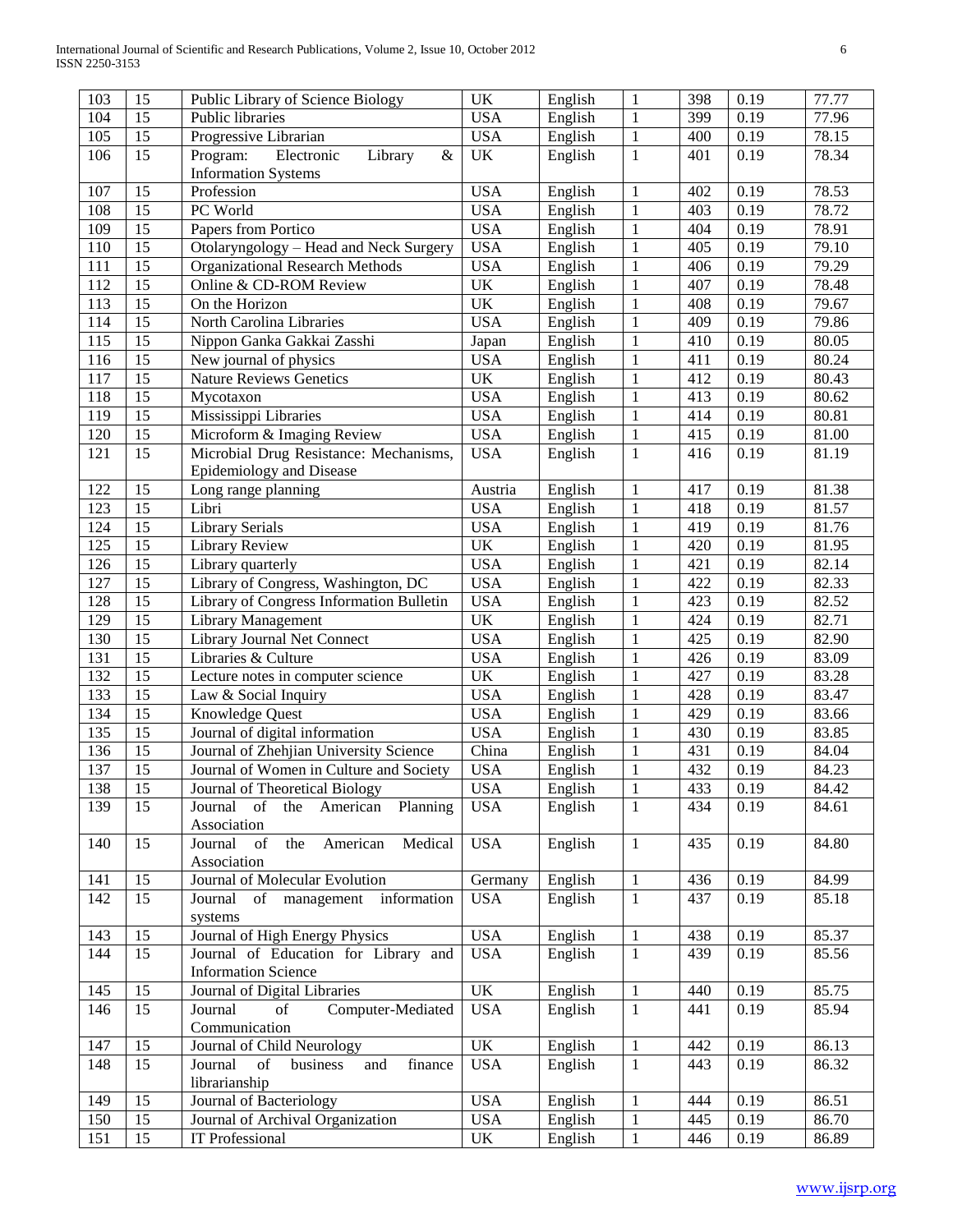| 103 | 15 | Public Library of Science Biology | UK | English | 1 | 398 | 0.19 | 77.77 |
|---|---|---|---|---|---|---|---|---|
| 104 | 15 | Public libraries | USA | English | 1 | 399 | 0.19 | 77.96 |
| 105 | 15 | Progressive Librarian | USA | English | 1 | 400 | 0.19 | 78.15 |
| 106 | 15 | Program: Electronic Library & Information Systems | UK | English | 1 | 401 | 0.19 | 78.34 |
| 107 | 15 | Profession | USA | English | 1 | 402 | 0.19 | 78.53 |
| 108 | 15 | PC World | USA | English | 1 | 403 | 0.19 | 78.72 |
| 109 | 15 | Papers from Portico | USA | English | 1 | 404 | 0.19 | 78.91 |
| 110 | 15 | Otolaryngology – Head and Neck Surgery | USA | English | 1 | 405 | 0.19 | 79.10 |
| 111 | 15 | Organizational Research Methods | USA | English | 1 | 406 | 0.19 | 79.29 |
| 112 | 15 | Online & CD-ROM Review | UK | English | 1 | 407 | 0.19 | 78.48 |
| 113 | 15 | On the Horizon | UK | English | 1 | 408 | 0.19 | 79.67 |
| 114 | 15 | North Carolina Libraries | USA | English | 1 | 409 | 0.19 | 79.86 |
| 115 | 15 | Nippon Ganka Gakkai Zasshi | Japan | English | 1 | 410 | 0.19 | 80.05 |
| 116 | 15 | New journal of physics | USA | English | 1 | 411 | 0.19 | 80.24 |
| 117 | 15 | Nature Reviews Genetics | UK | English | 1 | 412 | 0.19 | 80.43 |
| 118 | 15 | Mycotaxon | USA | English | 1 | 413 | 0.19 | 80.62 |
| 119 | 15 | Mississippi Libraries | USA | English | 1 | 414 | 0.19 | 80.81 |
| 120 | 15 | Microform & Imaging Review | USA | English | 1 | 415 | 0.19 | 81.00 |
| 121 | 15 | Microbial Drug Resistance: Mechanisms, Epidemiology and Disease | USA | English | 1 | 416 | 0.19 | 81.19 |
| 122 | 15 | Long range planning | Austria | English | 1 | 417 | 0.19 | 81.38 |
| 123 | 15 | Libri | USA | English | 1 | 418 | 0.19 | 81.57 |
| 124 | 15 | Library Serials | USA | English | 1 | 419 | 0.19 | 81.76 |
| 125 | 15 | Library Review | UK | English | 1 | 420 | 0.19 | 81.95 |
| 126 | 15 | Library quarterly | USA | English | 1 | 421 | 0.19 | 82.14 |
| 127 | 15 | Library of Congress, Washington, DC | USA | English | 1 | 422 | 0.19 | 82.33 |
| 128 | 15 | Library of Congress Information Bulletin | USA | English | 1 | 423 | 0.19 | 82.52 |
| 129 | 15 | Library Management | UK | English | 1 | 424 | 0.19 | 82.71 |
| 130 | 15 | Library Journal Net Connect | USA | English | 1 | 425 | 0.19 | 82.90 |
| 131 | 15 | Libraries & Culture | USA | English | 1 | 426 | 0.19 | 83.09 |
| 132 | 15 | Lecture notes in computer science | UK | English | 1 | 427 | 0.19 | 83.28 |
| 133 | 15 | Law & Social Inquiry | USA | English | 1 | 428 | 0.19 | 83.47 |
| 134 | 15 | Knowledge Quest | USA | English | 1 | 429 | 0.19 | 83.66 |
| 135 | 15 | Journal of digital information | USA | English | 1 | 430 | 0.19 | 83.85 |
| 136 | 15 | Journal of Zhehjian University Science | China | English | 1 | 431 | 0.19 | 84.04 |
| 137 | 15 | Journal of Women in Culture and Society | USA | English | 1 | 432 | 0.19 | 84.23 |
| 138 | 15 | Journal of Theoretical Biology | USA | English | 1 | 433 | 0.19 | 84.42 |
| 139 | 15 | Journal of the American Planning Association | USA | English | 1 | 434 | 0.19 | 84.61 |
| 140 | 15 | Journal of the American Medical Association | USA | English | 1 | 435 | 0.19 | 84.80 |
| 141 | 15 | Journal of Molecular Evolution | Germany | English | 1 | 436 | 0.19 | 84.99 |
| 142 | 15 | Journal of management information systems | USA | English | 1 | 437 | 0.19 | 85.18 |
| 143 | 15 | Journal of High Energy Physics | USA | English | 1 | 438 | 0.19 | 85.37 |
| 144 | 15 | Journal of Education for Library and Information Science | USA | English | 1 | 439 | 0.19 | 85.56 |
| 145 | 15 | Journal of Digital Libraries | UK | English | 1 | 440 | 0.19 | 85.75 |
| 146 | 15 | Journal of Computer-Mediated Communication | USA | English | 1 | 441 | 0.19 | 85.94 |
| 147 | 15 | Journal of Child Neurology | UK | English | 1 | 442 | 0.19 | 86.13 |
| 148 | 15 | Journal of business and finance librarianship | USA | English | 1 | 443 | 0.19 | 86.32 |
| 149 | 15 | Journal of Bacteriology | USA | English | 1 | 444 | 0.19 | 86.51 |
| 150 | 15 | Journal of Archival Organization | USA | English | 1 | 445 | 0.19 | 86.70 |
| 151 | 15 | IT Professional | UK | English | 1 | 446 | 0.19 | 86.89 |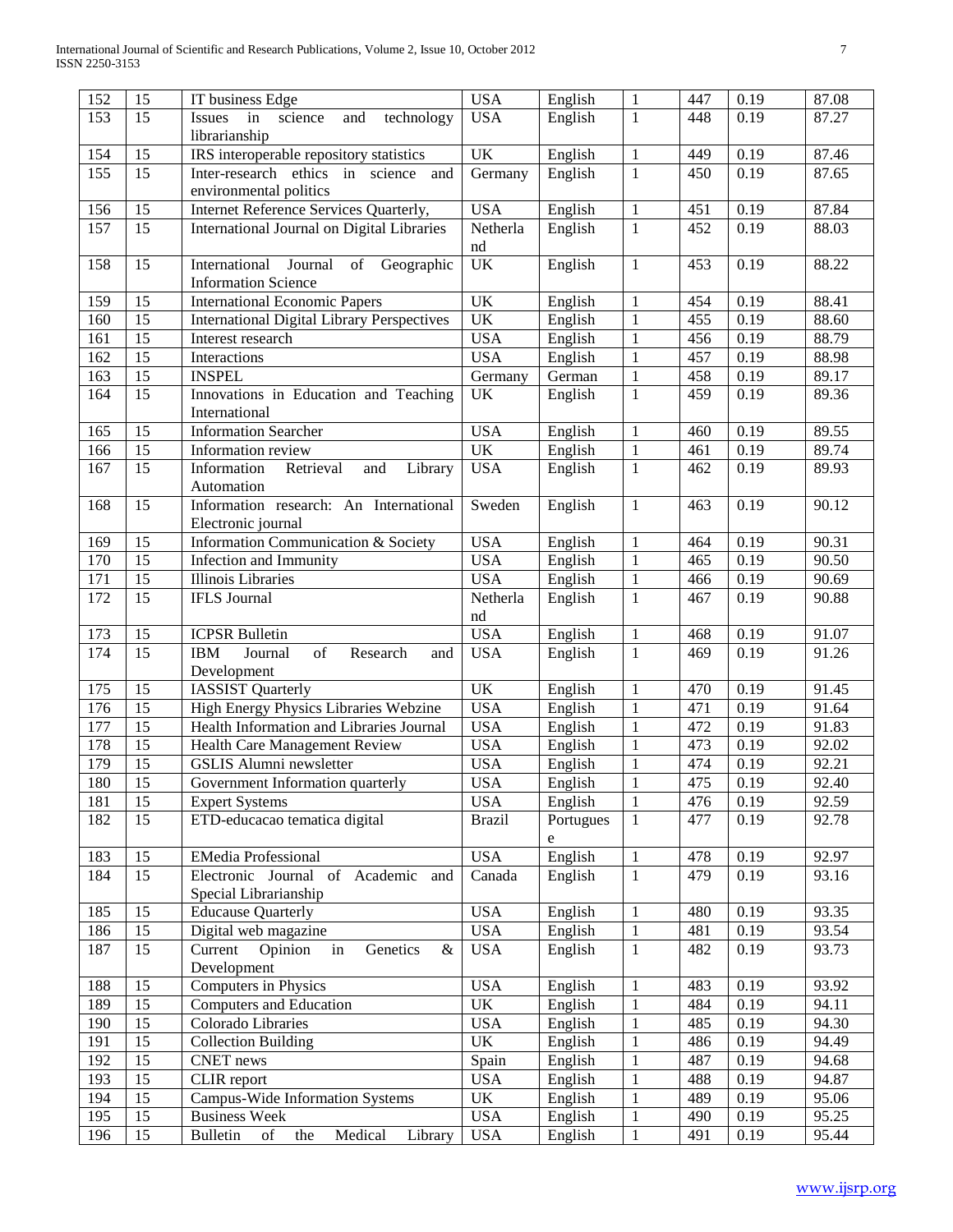| 152 | 15 | IT business Edge | USA | English | 1 | 447 | 0.19 | 87.08 |
|---|---|---|---|---|---|---|---|---|
| 153 | 15 | Issues in science and technology librarianship | USA | English | 1 | 448 | 0.19 | 87.27 |
| 154 | 15 | IRS interoperable repository statistics | UK | English | 1 | 449 | 0.19 | 87.46 |
| 155 | 15 | Inter-research ethics in science and environmental politics | Germany | English | 1 | 450 | 0.19 | 87.65 |
| 156 | 15 | Internet Reference Services Quarterly, | USA | English | 1 | 451 | 0.19 | 87.84 |
| 157 | 15 | International Journal on Digital Libraries | Netherland | English | 1 | 452 | 0.19 | 88.03 |
| 158 | 15 | International Journal of Geographic Information Science | UK | English | 1 | 453 | 0.19 | 88.22 |
| 159 | 15 | International Economic Papers | UK | English | 1 | 454 | 0.19 | 88.41 |
| 160 | 15 | International Digital Library Perspectives | UK | English | 1 | 455 | 0.19 | 88.60 |
| 161 | 15 | Interest research | USA | English | 1 | 456 | 0.19 | 88.79 |
| 162 | 15 | Interactions | USA | English | 1 | 457 | 0.19 | 88.98 |
| 163 | 15 | INSPEL | Germany | German | 1 | 458 | 0.19 | 89.17 |
| 164 | 15 | Innovations in Education and Teaching International | UK | English | 1 | 459 | 0.19 | 89.36 |
| 165 | 15 | Information Searcher | USA | English | 1 | 460 | 0.19 | 89.55 |
| 166 | 15 | Information review | UK | English | 1 | 461 | 0.19 | 89.74 |
| 167 | 15 | Information Retrieval and Library Automation | USA | English | 1 | 462 | 0.19 | 89.93 |
| 168 | 15 | Information research: An International Electronic journal | Sweden | English | 1 | 463 | 0.19 | 90.12 |
| 169 | 15 | Information Communication & Society | USA | English | 1 | 464 | 0.19 | 90.31 |
| 170 | 15 | Infection and Immunity | USA | English | 1 | 465 | 0.19 | 90.50 |
| 171 | 15 | Illinois Libraries | USA | English | 1 | 466 | 0.19 | 90.69 |
| 172 | 15 | IFLS Journal | Netherland | English | 1 | 467 | 0.19 | 90.88 |
| 173 | 15 | ICPSR Bulletin | USA | English | 1 | 468 | 0.19 | 91.07 |
| 174 | 15 | IBM Journal of Research and Development | USA | English | 1 | 469 | 0.19 | 91.26 |
| 175 | 15 | IASSIST Quarterly | UK | English | 1 | 470 | 0.19 | 91.45 |
| 176 | 15 | High Energy Physics Libraries Webzine | USA | English | 1 | 471 | 0.19 | 91.64 |
| 177 | 15 | Health Information and Libraries Journal | USA | English | 1 | 472 | 0.19 | 91.83 |
| 178 | 15 | Health Care Management Review | USA | English | 1 | 473 | 0.19 | 92.02 |
| 179 | 15 | GSLIS Alumni newsletter | USA | English | 1 | 474 | 0.19 | 92.21 |
| 180 | 15 | Government Information quarterly | USA | English | 1 | 475 | 0.19 | 92.40 |
| 181 | 15 | Expert Systems | USA | English | 1 | 476 | 0.19 | 92.59 |
| 182 | 15 | ETD-educacao tematica digital | Brazil | Portuguese | 1 | 477 | 0.19 | 92.78 |
| 183 | 15 | EMedia Professional | USA | English | 1 | 478 | 0.19 | 92.97 |
| 184 | 15 | Electronic Journal of Academic and Special Librarianship | Canada | English | 1 | 479 | 0.19 | 93.16 |
| 185 | 15 | Educause Quarterly | USA | English | 1 | 480 | 0.19 | 93.35 |
| 186 | 15 | Digital web magazine | USA | English | 1 | 481 | 0.19 | 93.54 |
| 187 | 15 | Current Opinion in Genetics & Development | USA | English | 1 | 482 | 0.19 | 93.73 |
| 188 | 15 | Computers in Physics | USA | English | 1 | 483 | 0.19 | 93.92 |
| 189 | 15 | Computers and Education | UK | English | 1 | 484 | 0.19 | 94.11 |
| 190 | 15 | Colorado Libraries | USA | English | 1 | 485 | 0.19 | 94.30 |
| 191 | 15 | Collection Building | UK | English | 1 | 486 | 0.19 | 94.49 |
| 192 | 15 | CNET news | Spain | English | 1 | 487 | 0.19 | 94.68 |
| 193 | 15 | CLIR report | USA | English | 1 | 488 | 0.19 | 94.87 |
| 194 | 15 | Campus-Wide Information Systems | UK | English | 1 | 489 | 0.19 | 95.06 |
| 195 | 15 | Business Week | USA | English | 1 | 490 | 0.19 | 95.25 |
| 196 | 15 | Bulletin of the Medical Library | USA | English | 1 | 491 | 0.19 | 95.44 |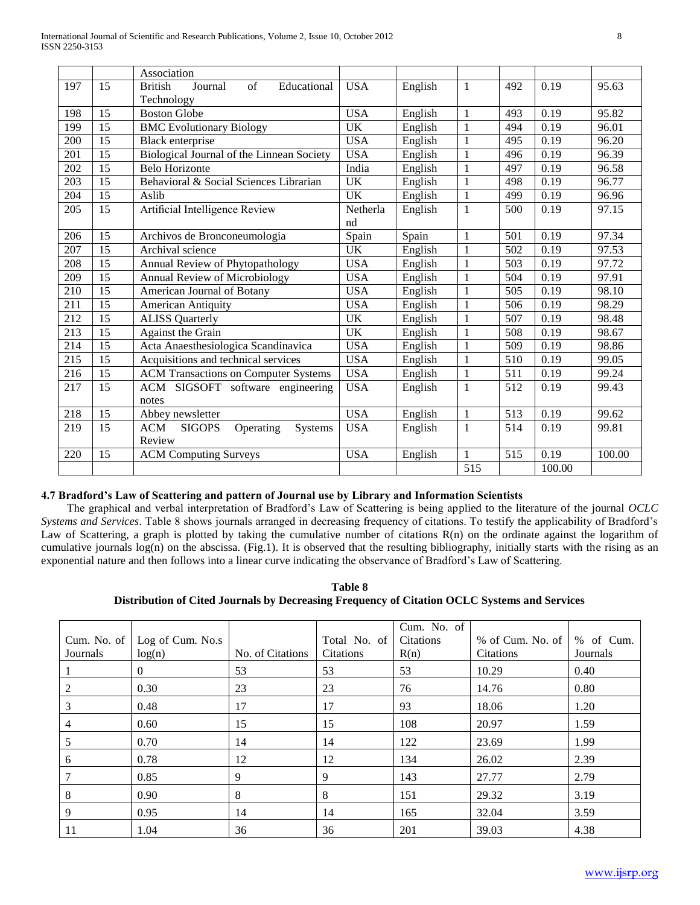|  |  | Association |  |  |  |  |  |  |
|---|---|---|---|---|---|---|---|---|
| 197 | 15 | British Journal of Educational Technology | USA | English | 1 | 492 | 0.19 | 95.63 |
| 198 | 15 | Boston Globe | USA | English | 1 | 493 | 0.19 | 95.82 |
| 199 | 15 | BMC Evolutionary Biology | UK | English | 1 | 494 | 0.19 | 96.01 |
| 200 | 15 | Black enterprise | USA | English | 1 | 495 | 0.19 | 96.20 |
| 201 | 15 | Biological Journal of the Linnean Society | USA | English | 1 | 496 | 0.19 | 96.39 |
| 202 | 15 | Belo Horizonte | India | English | 1 | 497 | 0.19 | 96.58 |
| 203 | 15 | Behavioral & Social Sciences Librarian | UK | English | 1 | 498 | 0.19 | 96.77 |
| 204 | 15 | Aslib | UK | English | 1 | 499 | 0.19 | 96.96 |
| 205 | 15 | Artificial Intelligence Review | Netherland | English | 1 | 500 | 0.19 | 97.15 |
| 206 | 15 | Archivos de Bronconeumologia | Spain | Spain | 1 | 501 | 0.19 | 97.34 |
| 207 | 15 | Archival science | UK | English | 1 | 502 | 0.19 | 97.53 |
| 208 | 15 | Annual Review of Phytopathology | USA | English | 1 | 503 | 0.19 | 97.72 |
| 209 | 15 | Annual Review of Microbiology | USA | English | 1 | 504 | 0.19 | 97.91 |
| 210 | 15 | American Journal of Botany | USA | English | 1 | 505 | 0.19 | 98.10 |
| 211 | 15 | American Antiquity | USA | English | 1 | 506 | 0.19 | 98.29 |
| 212 | 15 | ALISS Quarterly | UK | English | 1 | 507 | 0.19 | 98.48 |
| 213 | 15 | Against the Grain | UK | English | 1 | 508 | 0.19 | 98.67 |
| 214 | 15 | Acta Anaesthesiologica Scandinavica | USA | English | 1 | 509 | 0.19 | 98.86 |
| 215 | 15 | Acquisitions and technical services | USA | English | 1 | 510 | 0.19 | 99.05 |
| 216 | 15 | ACM Transactions on Computer Systems | USA | English | 1 | 511 | 0.19 | 99.24 |
| 217 | 15 | ACM SIGSOFT software engineering notes | USA | English | 1 | 512 | 0.19 | 99.43 |
| 218 | 15 | Abbey newsletter | USA | English | 1 | 513 | 0.19 | 99.62 |
| 219 | 15 | ACM SIGOPS Operating Systems Review | USA | English | 1 | 514 | 0.19 | 99.81 |
| 220 | 15 | ACM Computing Surveys | USA | English | 1 | 515 | 0.19 | 100.00 |
|  |  |  |  |  | 515 |  | 100.00 |  |

### 4.7 Bradford's Law of Scattering and pattern of Journal use by Library and Information Scientists

The graphical and verbal interpretation of Bradford's Law of Scattering is being applied to the literature of the journal *OCLC Systems and Services*. Table 8 shows journals arranged in decreasing frequency of citations. To testify the applicability of Bradford's Law of Scattering, a graph is plotted by taking the cumulative number of citations R(n) on the ordinate against the logarithm of cumulative journals log(n) on the abscissa. (Fig.1). It is observed that the resulting bibliography, initially starts with the rising as an exponential nature and then follows into a linear curve indicating the observance of Bradford's Law of Scattering.

**Table 8**
**Distribution of Cited Journals by Decreasing Frequency of Citation OCLC Systems and Services**

| Cum. No. of Journals | Log of Cum. No.s log(n) | No. of Citations | Total No. of Citations | Cum. No. of Citations R(n) | % of Cum. No. of Citations | % of Cum. Journals |
|---|---|---|---|---|---|---|
| 1 | 0 | 53 | 53 | 53 | 10.29 | 0.40 |
| 2 | 0.30 | 23 | 23 | 76 | 14.76 | 0.80 |
| 3 | 0.48 | 17 | 17 | 93 | 18.06 | 1.20 |
| 4 | 0.60 | 15 | 15 | 108 | 20.97 | 1.59 |
| 5 | 0.70 | 14 | 14 | 122 | 23.69 | 1.99 |
| 6 | 0.78 | 12 | 12 | 134 | 26.02 | 2.39 |
| 7 | 0.85 | 9 | 9 | 143 | 27.77 | 2.79 |
| 8 | 0.90 | 8 | 8 | 151 | 29.32 | 3.19 |
| 9 | 0.95 | 14 | 14 | 165 | 32.04 | 3.59 |
| 11 | 1.04 | 36 | 36 | 201 | 39.03 | 4.38 |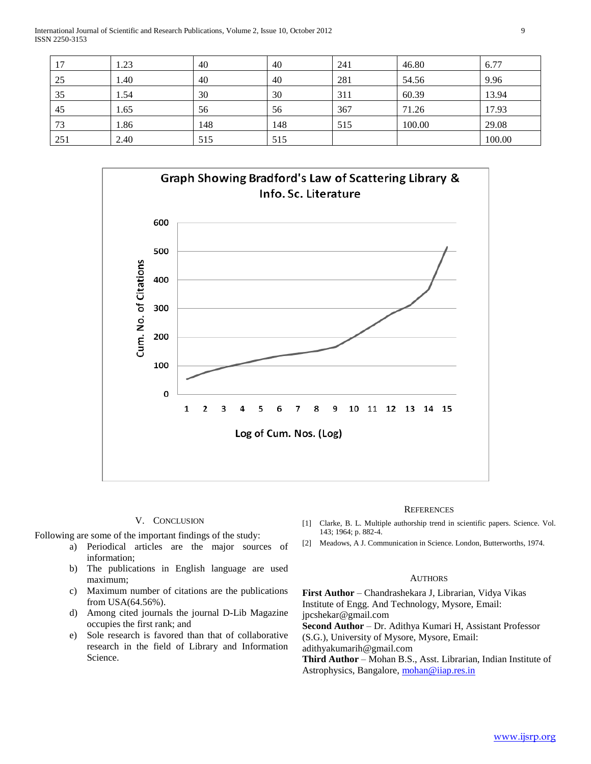| 17 | 1.23 | 40 | 40 | 241 | 46.80 | 6.77 |
|---|---|---|---|---|---|---|
| 25 | 1.40 | 40 | 40 | 281 | 54.56 | 9.96 |
| 35 | 1.54 | 30 | 30 | 311 | 60.39 | 13.94 |
| 45 | 1.65 | 56 | 56 | 367 | 71.26 | 17.93 |
| 73 | 1.86 | 148 | 148 | 515 | 100.00 | 29.08 |
| 251 | 2.40 | 515 | 515 | | | 100.00 |

Graph Showing Bradford's Law of Scattering Library & Info. Sc. Literature

## V. Conclusion

Following are some of the important findings of the study:

a) Periodical articles are the major sources of information;
b) The publications in English language are used maximum;
c) Maximum number of citations are the publications from USA(64.56%).
d) Among cited journals the journal D-Lib Magazine occupies the first rank; and
e) Sole research is favored than that of collaborative research in the field of Library and Information Science.

## References

[1] Clarke, B. L. Multiple authorship trend in scientific papers. Science. Vol. 143; 1964; p. 882-4.

[2] Meadows, A J. Communication in Science. London, Butterworths, 1974.

## Authors

**First Author** – Chandrashekara J, Librarian, Vidya Vikas Institute of Engg. And Technology, Mysore, Email: jpcshekar@gmail.com

**Second Author** – Dr. Adithya Kumari H, Assistant Professor (S.G.), University of Mysore, Mysore, Email: adithyakumarih@gmail.com

**Third Author** – Mohan B.S., Asst. Librarian, Indian Institute of Astrophysics, Bangalore, mohan@iiap.res.in